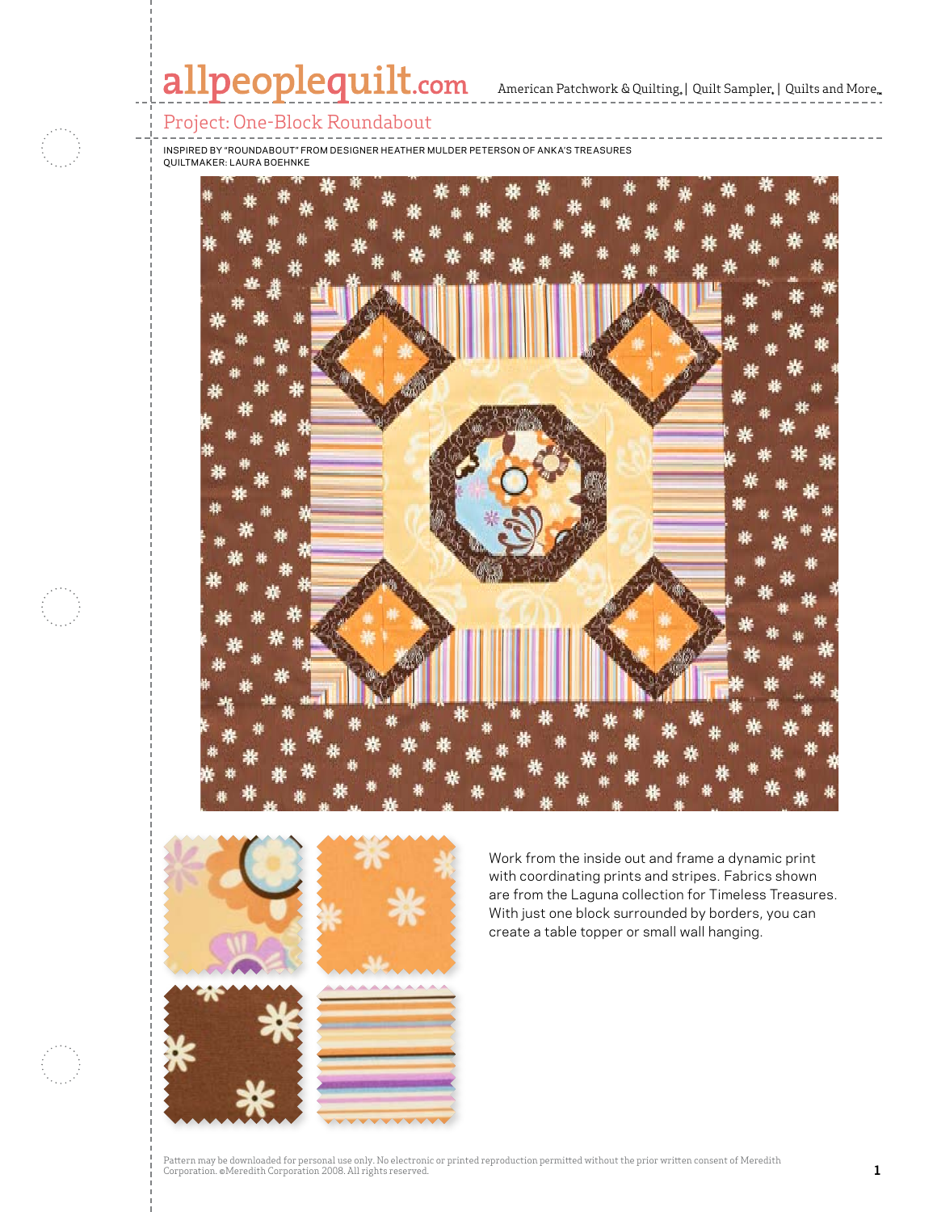# Project: One-Block Roundabout

INSPIRED BY "ROUNDABOUT" FROM DESIGNER HEATHER MULDER PETERSON OF ANKA'S TREASURES
QUILTMAKER: LAURA BOEHNKE

Work from the inside out and frame a dynamic print with coordinating prints and stripes. Fabrics shown are from the Laguna collection for Timeless Treasures. With just one block surrounded by borders, you can create a table topper or small wall hanging.

Pattern may be downloaded for personal use only. No electronic or printed reproduction permitted without the prior written consent of Meredith Corporation. ©Meredith Corporation 2008. All rights reserved.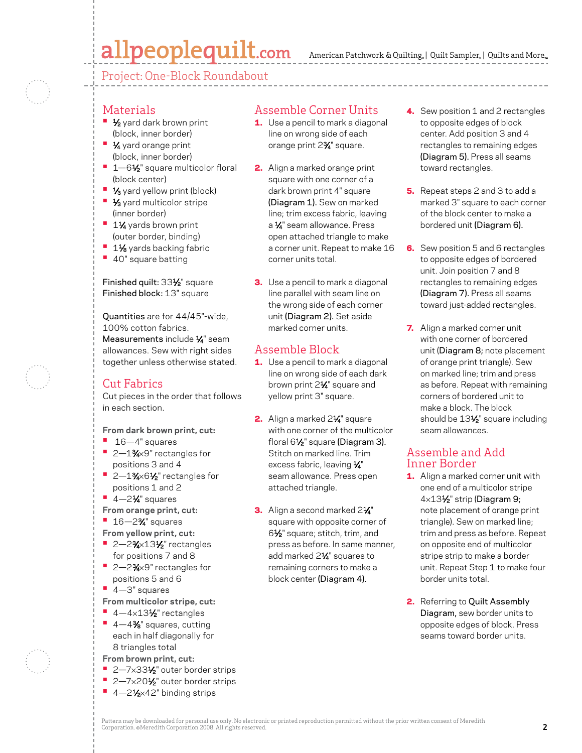# Project: One-Block Roundabout

## Materials

- ½ yard dark brown print (block, inner border)
- ¼ yard orange print (block, inner border)
- 1—6½" square multicolor floral (block center)
- ⅓ yard yellow print (block)
- ⅓ yard multicolor stripe (inner border)
- 1¼ yards brown print (outer border, binding)
- 1⅛ yards backing fabric
- 40" square batting

**Finished quilt:** 33½" square
**Finished block:** 13" square

**Quantities** are for 44/45"-wide, 100% cotton fabrics.
**Measurements** include ¼" seam allowances. Sew with right sides together unless otherwise stated.

## Cut Fabrics

Cut pieces in the order that follows in each section.

**From dark brown print, cut:**

- 16—4" squares
- 2—1¾×9" rectangles for positions 3 and 4
- 2—1¾×6½" rectangles for positions 1 and 2
- 4—2¼" squares

**From orange print, cut:**

- 16—2¾" squares

**From yellow print, cut:**

- 2—2¾×13½" rectangles for positions 7 and 8
- 2—2¾×9" rectangles for positions 5 and 6
- 4—3" squares

**From multicolor stripe, cut:**

- 4—4×13½" rectangles
- 4—4⅜" squares, cutting each in half diagonally for 8 triangles total

**From brown print, cut:**

- 2—7×33½" outer border strips
- 2—7×20½" outer border strips
- 4—2½×42" binding strips

## Assemble Corner Units

1. Use a pencil to mark a diagonal line on wrong side of each orange print 2¾" square.
2. Align a marked orange print square with one corner of a dark brown print 4" square **(Diagram 1).** Sew on marked line; trim excess fabric, leaving a ¼" seam allowance. Press open attached triangle to make a corner unit. Repeat to make 16 corner units total.
3. Use a pencil to mark a diagonal line parallel with seam line on the wrong side of each corner unit **(Diagram 2).** Set aside marked corner units.

## Assemble Block

1. Use a pencil to mark a diagonal line on wrong side of each dark brown print 2¼" square and yellow print 3" square.
2. Align a marked 2¼" square with one corner of the multicolor floral 6½" square **(Diagram 3).** Stitch on marked line. Trim excess fabric, leaving ¼" seam allowance. Press open attached triangle.
3. Align a second marked 2¼" square with opposite corner of 6½" square; stitch, trim, and press as before. In same manner, add marked 2¼" squares to remaining corners to make a block center **(Diagram 4).**
4. Sew position 1 and 2 rectangles to opposite edges of block center. Add position 3 and 4 rectangles to remaining edges **(Diagram 5).** Press all seams toward rectangles.
5. Repeat steps 2 and 3 to add a marked 3" square to each corner of the block center unit to make a bordered unit **(Diagram 6).**
6. Sew position 5 and 6 rectangles to opposite edges of bordered unit. Join position 7 and 8 rectangles to remaining edges **(Diagram 7).** Press all seams toward just-added rectangles.
7. Align a marked corner unit with one corner of bordered unit (**Diagram 8;** note placement of orange print triangle). Sew on marked line; trim and press as before. Repeat with remaining corners of bordered unit to make a block. The block should be 13½" square including seam allowances.

## Assemble and Add Inner Border

1. Align a marked corner unit with one end of a multicolor stripe 4×13½" strip (**Diagram 9;** note placement of orange print triangle). Sew on marked line; trim and press as before. Repeat on opposite end of multicolor stripe strip to make a border unit. Repeat Step 1 to make four border units total.
2. Referring to **Quilt Assembly Diagram,** sew border units to opposite edges of block. Press seams toward border units.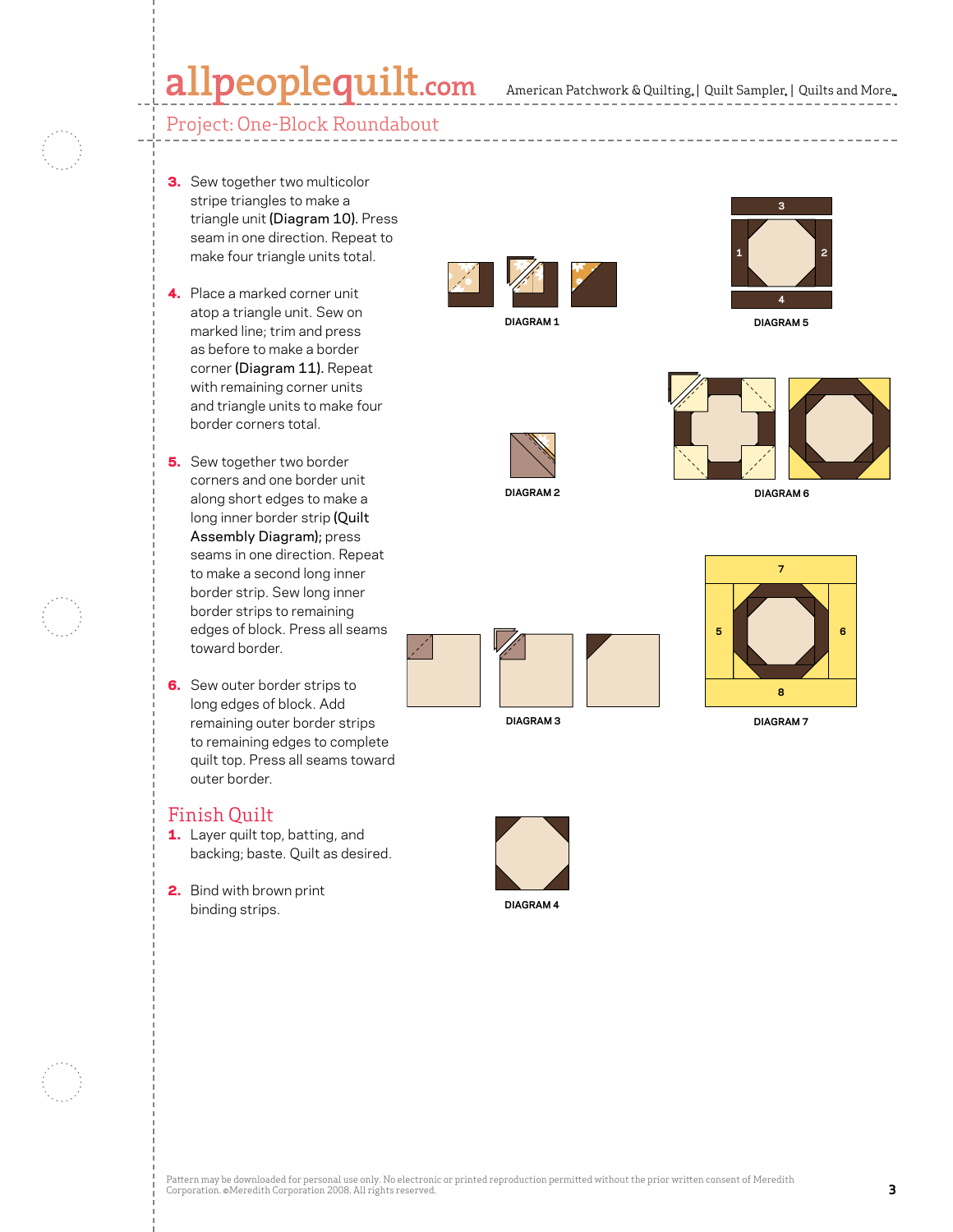## Project: One-Block Roundabout

3. Sew together two multicolor stripe triangles to make a triangle unit **(Diagram 10).** Press seam in one direction. Repeat to make four triangle units total.

4. Place a marked corner unit atop a triangle unit. Sew on marked line; trim and press as before to make a border corner **(Diagram 11).** Repeat with remaining corner units and triangle units to make four border corners total.

5. Sew together two border corners and one border unit along short edges to make a long inner border strip **(Quilt Assembly Diagram);** press seams in one direction. Repeat to make a second long inner border strip. Sew long inner border strips to remaining edges of block. Press all seams toward border.

6. Sew outer border strips to long edges of block. Add remaining outer border strips to remaining edges to complete quilt top. Press all seams toward outer border.

## Finish Quilt

1. Layer quilt top, batting, and backing; baste. Quilt as desired.

2. Bind with brown print binding strips.

DIAGRAM 1

DIAGRAM 2

DIAGRAM 3

DIAGRAM 4

DIAGRAM 5

DIAGRAM 6

DIAGRAM 7

Pattern may be downloaded for personal use only. No electronic or printed reproduction permitted without the prior written consent of Meredith Corporation. ©Meredith Corporation 2008. All rights reserved.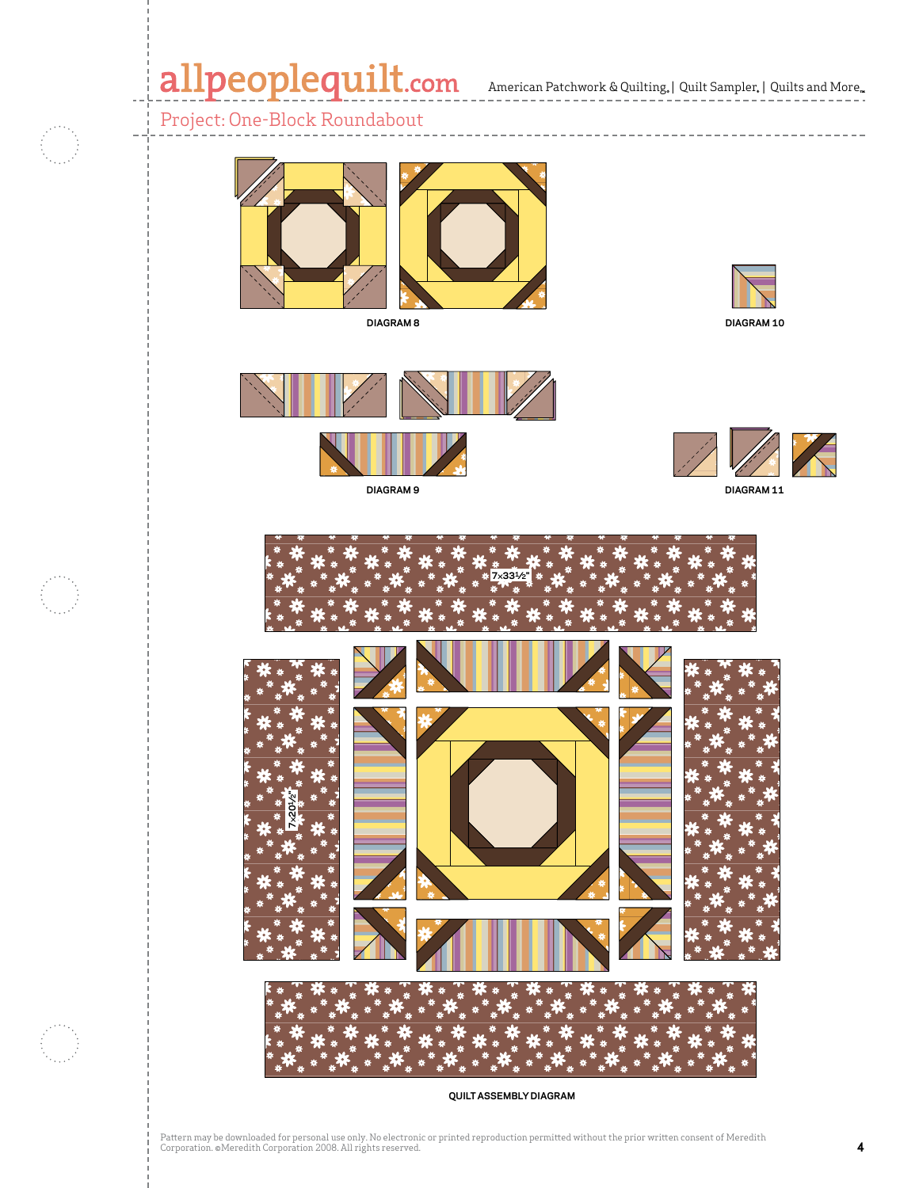DIAGRAM 8

DIAGRAM 10

DIAGRAM 9

DIAGRAM 11

7×33½"

7×20½"

QUILT ASSEMBLY DIAGRAM

Pattern may be downloaded for personal use only. No electronic or printed reproduction permitted without the prior written consent of Meredith Corporation. ©Meredith Corporation 2008. All rights reserved.